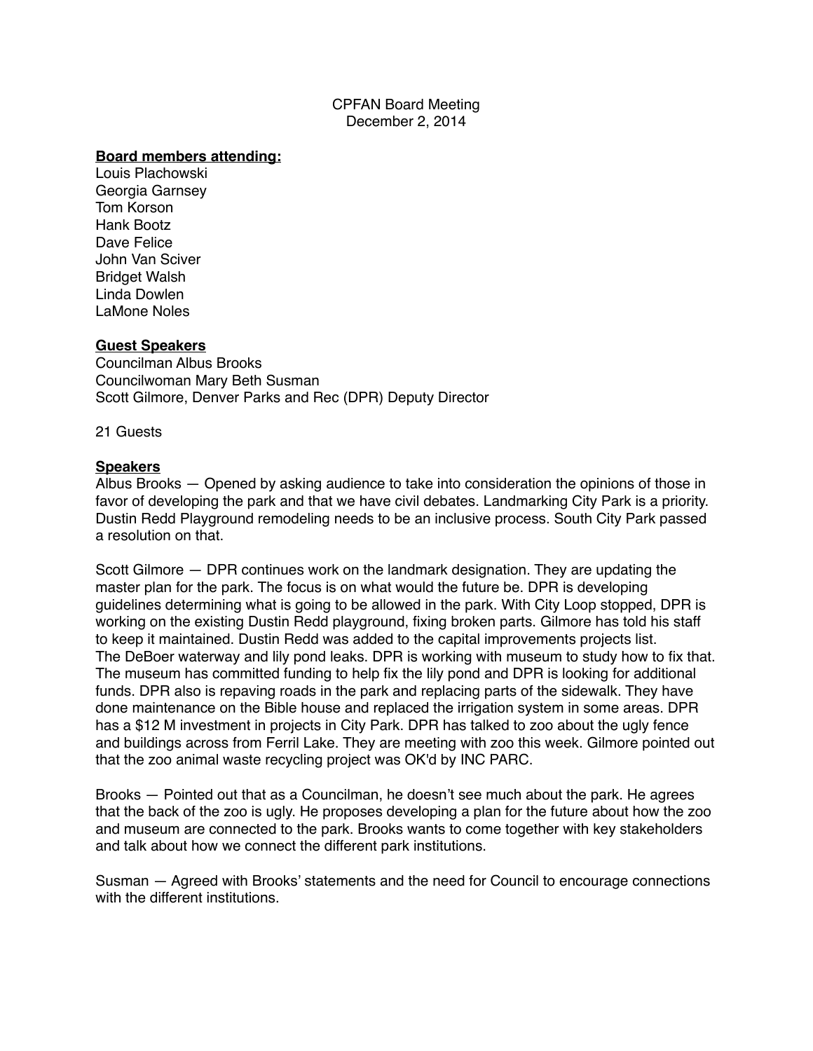CPFAN Board Meeting
December 2, 2014

**Board members attending:**

Louis Plachowski
Georgia Garnsey
Tom Korson
Hank Bootz
Dave Felice
John Van Sciver
Bridget Walsh
Linda Dowlen
LaMone Noles

**Guest Speakers**

Councilman Albus Brooks
Councilwoman Mary Beth Susman
Scott Gilmore, Denver Parks and Rec (DPR) Deputy Director

21 Guests

**Speakers**

Albus Brooks — Opened by asking audience to take into consideration the opinions of those in favor of developing the park and that we have civil debates. Landmarking City Park is a priority. Dustin Redd Playground remodeling needs to be an inclusive process. South City Park passed a resolution on that.

Scott Gilmore — DPR continues work on the landmark designation. They are updating the master plan for the park. The focus is on what would the future be. DPR is developing guidelines determining what is going to be allowed in the park. With City Loop stopped, DPR is working on the existing Dustin Redd playground, fixing broken parts. Gilmore has told his staff to keep it maintained. Dustin Redd was added to the capital improvements projects list. The DeBoer waterway and lily pond leaks. DPR is working with museum to study how to fix that. The museum has committed funding to help fix the lily pond and DPR is looking for additional funds. DPR also is repaving roads in the park and replacing parts of the sidewalk. They have done maintenance on the Bible house and replaced the irrigation system in some areas. DPR has a $12 M investment in projects in City Park. DPR has talked to zoo about the ugly fence and buildings across from Ferril Lake. They are meeting with zoo this week. Gilmore pointed out that the zoo animal waste recycling project was OK'd by INC PARC.

Brooks — Pointed out that as a Councilman, he doesn't see much about the park. He agrees that the back of the zoo is ugly. He proposes developing a plan for the future about how the zoo and museum are connected to the park. Brooks wants to come together with key stakeholders and talk about how we connect the different park institutions.

Susman — Agreed with Brooks' statements and the need for Council to encourage connections with the different institutions.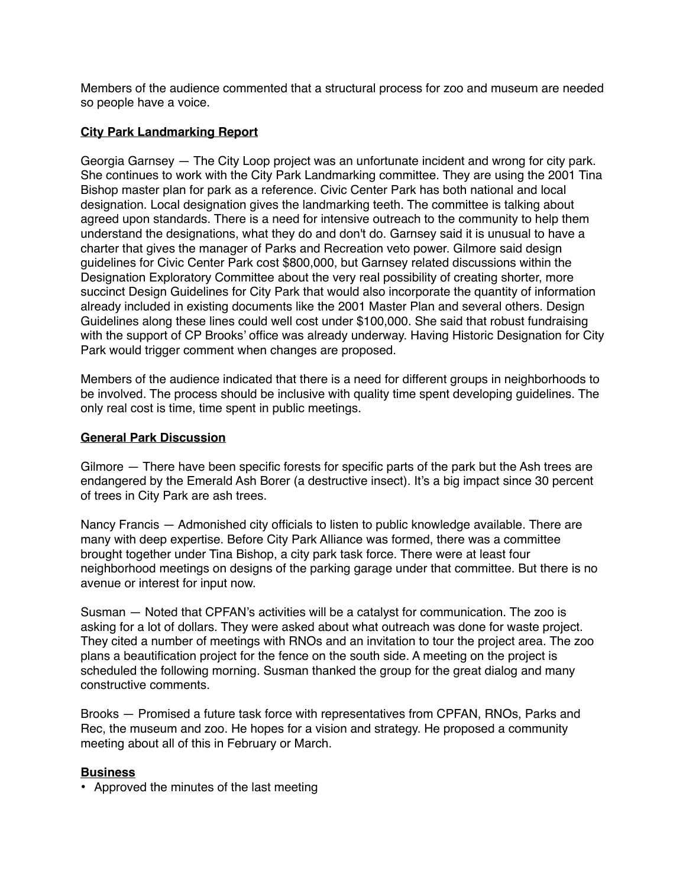Members of the audience commented that a structural process for zoo and museum are needed so people have a voice.

## City Park Landmarking Report

Georgia Garnsey — The City Loop project was an unfortunate incident and wrong for city park. She continues to work with the City Park Landmarking committee. They are using the 2001 Tina Bishop master plan for park as a reference. Civic Center Park has both national and local designation. Local designation gives the landmarking teeth. The committee is talking about agreed upon standards. There is a need for intensive outreach to the community to help them understand the designations, what they do and don't do. Garnsey said it is unusual to have a charter that gives the manager of Parks and Recreation veto power. Gilmore said design guidelines for Civic Center Park cost $800,000, but Garnsey related discussions within the Designation Exploratory Committee about the very real possibility of creating shorter, more succinct Design Guidelines for City Park that would also incorporate the quantity of information already included in existing documents like the 2001 Master Plan and several others. Design Guidelines along these lines could well cost under $100,000. She said that robust fundraising with the support of CP Brooks' office was already underway. Having Historic Designation for City Park would trigger comment when changes are proposed.

Members of the audience indicated that there is a need for different groups in neighborhoods to be involved. The process should be inclusive with quality time spent developing guidelines. The only real cost is time, time spent in public meetings.

## General Park Discussion

Gilmore — There have been specific forests for specific parts of the park but the Ash trees are endangered by the Emerald Ash Borer (a destructive insect). It's a big impact since 30 percent of trees in City Park are ash trees.

Nancy Francis — Admonished city officials to listen to public knowledge available. There are many with deep expertise. Before City Park Alliance was formed, there was a committee brought together under Tina Bishop, a city park task force. There were at least four neighborhood meetings on designs of the parking garage under that committee. But there is no avenue or interest for input now.

Susman — Noted that CPFAN's activities will be a catalyst for communication. The zoo is asking for a lot of dollars. They were asked about what outreach was done for waste project. They cited a number of meetings with RNOs and an invitation to tour the project area. The zoo plans a beautification project for the fence on the south side. A meeting on the project is scheduled the following morning. Susman thanked the group for the great dialog and many constructive comments.

Brooks — Promised a future task force with representatives from CPFAN, RNOs, Parks and Rec, the museum and zoo. He hopes for a vision and strategy. He proposed a community meeting about all of this in February or March.

## Business

- Approved the minutes of the last meeting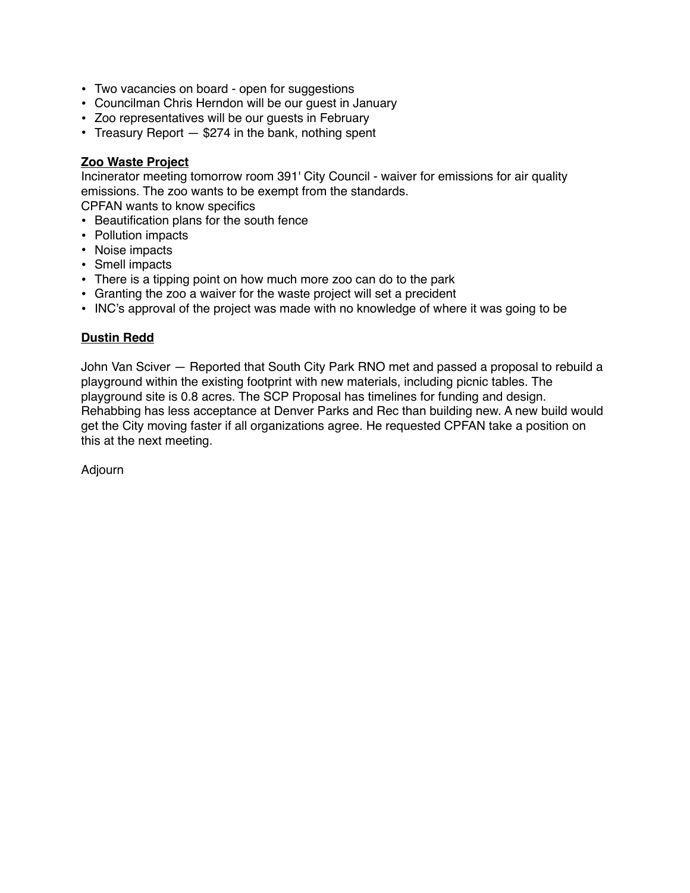- Two vacancies on board - open for suggestions
- Councilman Chris Herndon will be our guest in January
- Zoo representatives will be our guests in February
- Treasury Report — $274 in the bank, nothing spent

**Zoo Waste Project**

Incinerator meeting tomorrow room 391' City Council - waiver for emissions for air quality emissions. The zoo wants to be exempt from the standards.
CPFAN wants to know specifics

- Beautification plans for the south fence
- Pollution impacts
- Noise impacts
- Smell impacts
- There is a tipping point on how much more zoo can do to the park
- Granting the zoo a waiver for the waste project will set a precident
- INC's approval of the project was made with no knowledge of where it was going to be

**Dustin Redd**

John Van Sciver — Reported that South City Park RNO met and passed a proposal to rebuild a playground within the existing footprint with new materials, including picnic tables. The playground site is 0.8 acres. The SCP Proposal has timelines for funding and design. Rehabbing has less acceptance at Denver Parks and Rec than building new. A new build would get the City moving faster if all organizations agree. He requested CPFAN take a position on this at the next meeting.

Adjourn